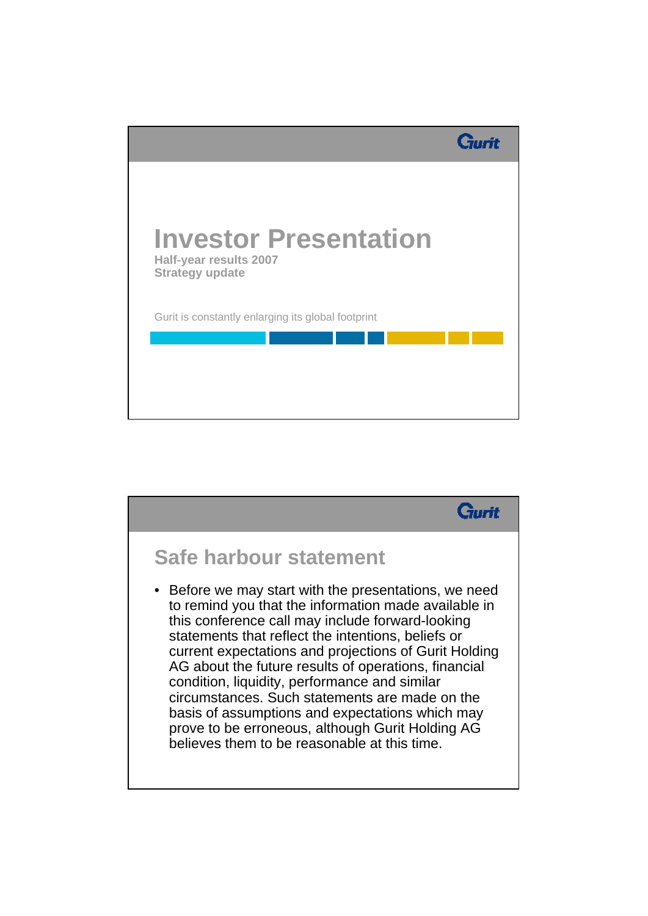Gurit

# Investor Presentation

**Half-year results 2007**
**Strategy update**

Gurit is constantly enlarging its global footprint

---

Gurit

## Safe harbour statement

- Before we may start with the presentations, we need to remind you that the information made available in this conference call may include forward-looking statements that reflect the intentions, beliefs or current expectations and projections of Gurit Holding AG about the future results of operations, financial condition, liquidity, performance and similar circumstances. Such statements are made on the basis of assumptions and expectations which may prove to be erroneous, although Gurit Holding AG believes them to be reasonable at this time.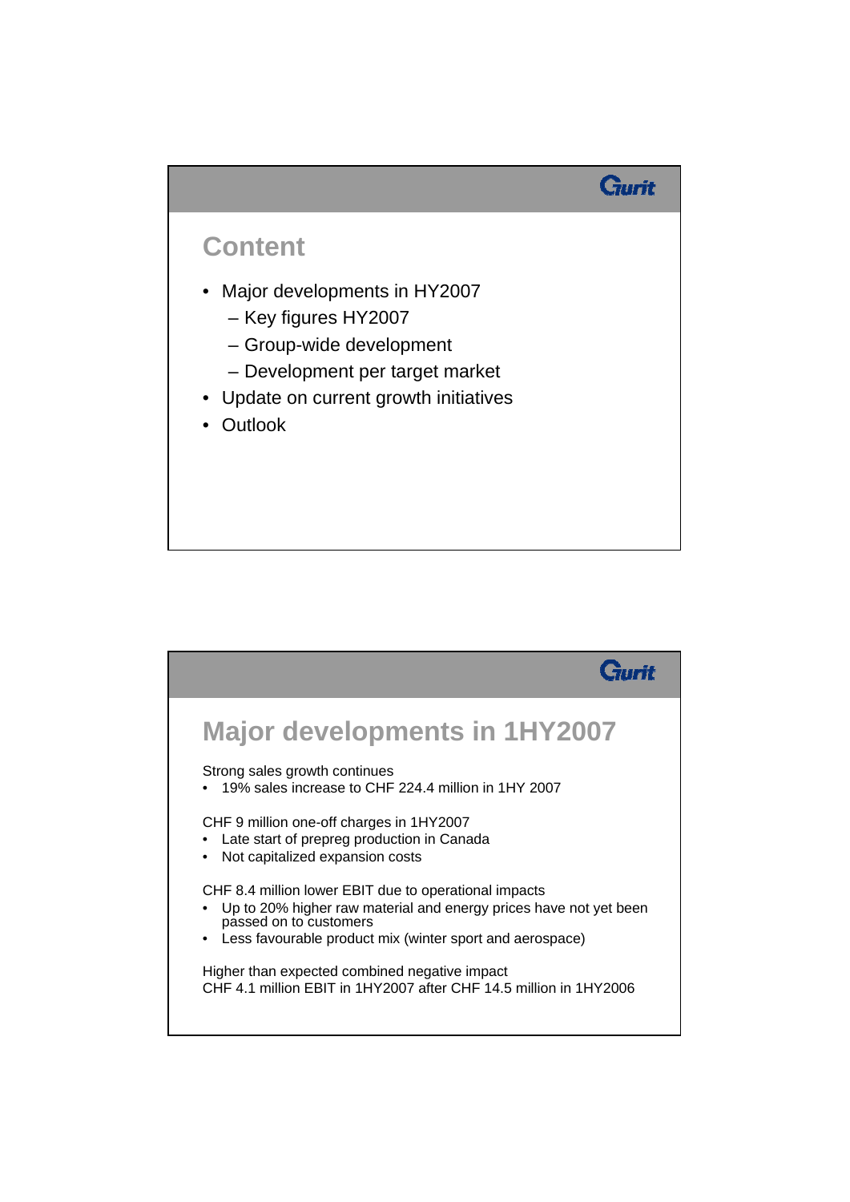## Content

- Major developments in HY2007
  - Key figures HY2007
  - Group-wide development
  - Development per target market
- Update on current growth initiatives
- Outlook

## Major developments in 1HY2007

Strong sales growth continues

- 19% sales increase to CHF 224.4 million in 1HY 2007

CHF 9 million one-off charges in 1HY2007

- Late start of prepreg production in Canada
- Not capitalized expansion costs

CHF 8.4 million lower EBIT due to operational impacts

- Up to 20% higher raw material and energy prices have not yet been passed on to customers
- Less favourable product mix (winter sport and aerospace)

Higher than expected combined negative impact
CHF 4.1 million EBIT in 1HY2007 after CHF 14.5 million in 1HY2006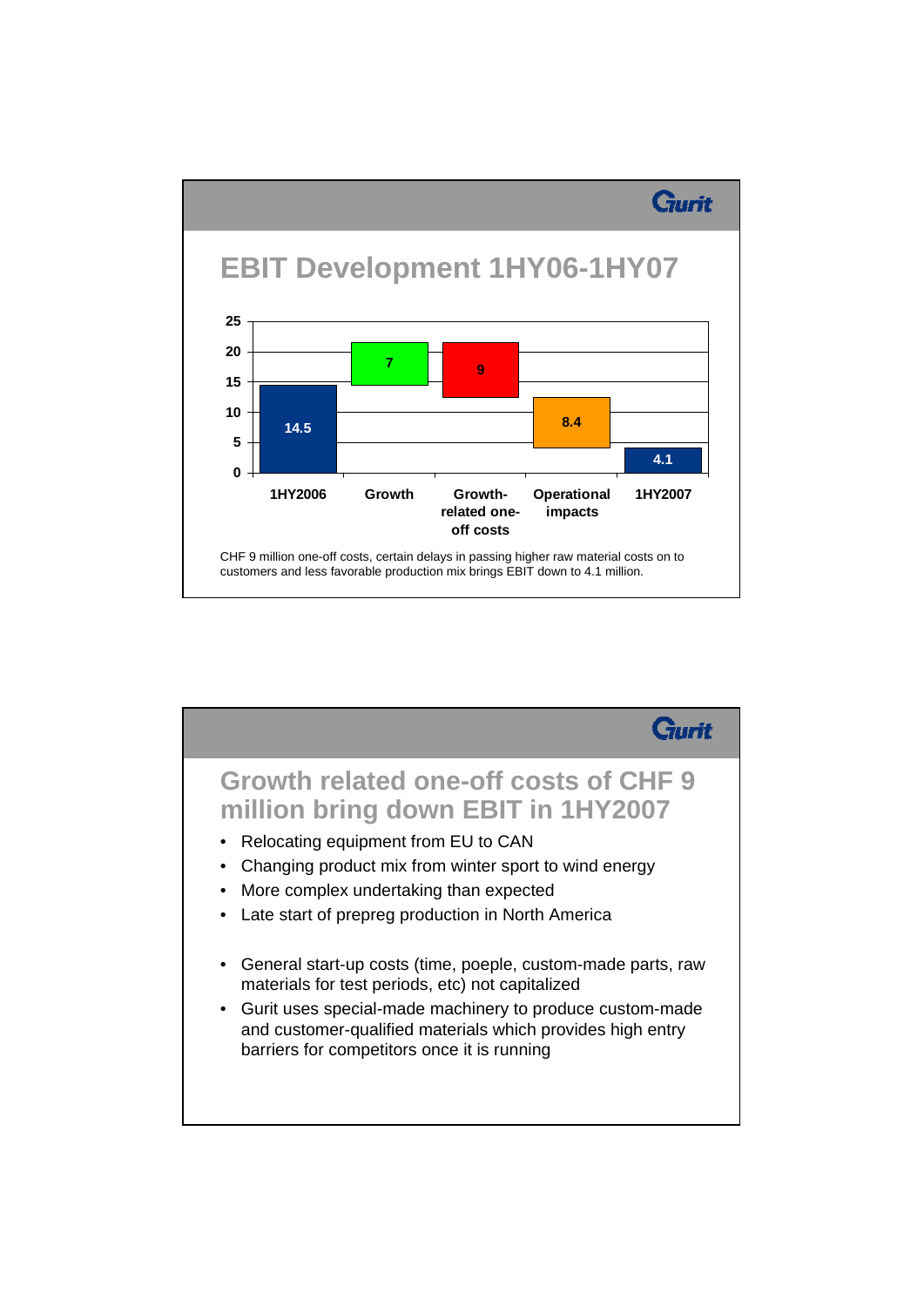Gurit

# EBIT Development 1HY06-1HY07

25
20
15
10
5
0

14.5
7
9
8.4
4.1

1HY2006
Growth
Growth-related one-off costs
Operational impacts
1HY2007

CHF 9 million one-off costs, certain delays in passing higher raw material costs on to customers and less favorable production mix brings EBIT down to 4.1 million.

Gurit

# Growth related one-off costs of CHF 9 million bring down EBIT in 1HY2007

- Relocating equipment from EU to CAN
- Changing product mix from winter sport to wind energy
- More complex undertaking than expected
- Late start of prepreg production in North America

- General start-up costs (time, poeple, custom-made parts, raw materials for test periods, etc) not capitalized
- Gurit uses special-made machinery to produce custom-made and customer-qualified materials which provides high entry barriers for competitors once it is running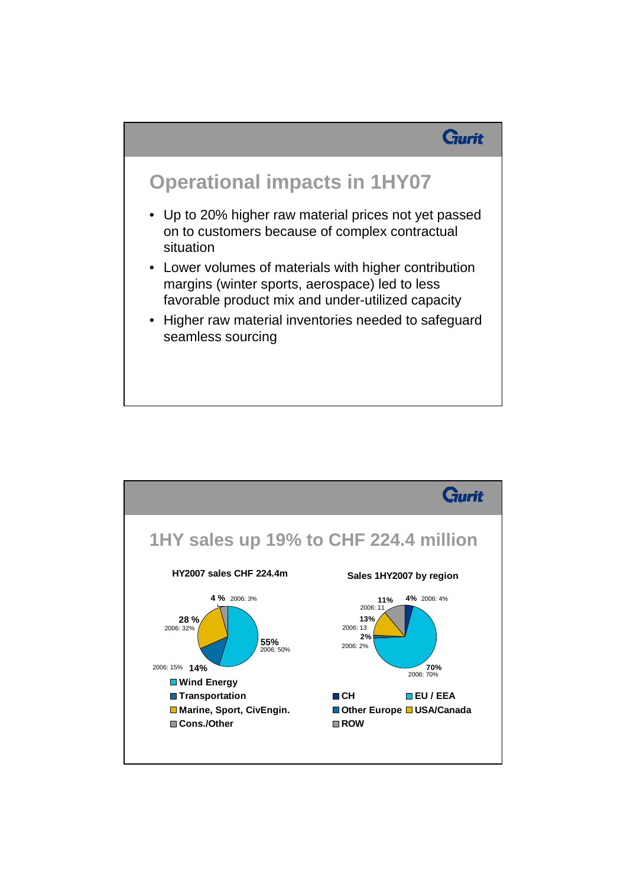# Operational impacts in 1HY07

- Up to 20% higher raw material prices not yet passed on to customers because of complex contractual situation
- Lower volumes of materials with higher contribution margins (winter sports, aerospace) led to less favorable product mix and under-utilized capacity
- Higher raw material inventories needed to safeguard seamless sourcing

# 1HY sales up 19% to CHF 224.4 million

**HY2007 sales CHF 224.4m**

**4 %** 2006: 3%

**28 %** 2006: 32%

**55%** 2006: 50%

2006: 15% **14%**

- Wind Energy
- Transportation
- Marine, Sport, CivEngin.
- Cons./Other

**Sales 1HY2007 by region**

**11%** 2006: 11

**4%** 2006: 4%

**13%** 2006: 13

**2%** 2006: 2%

**70%** 2006: 70%

- CH
- EU / EEA
- Other Europe
- USA/Canada
- ROW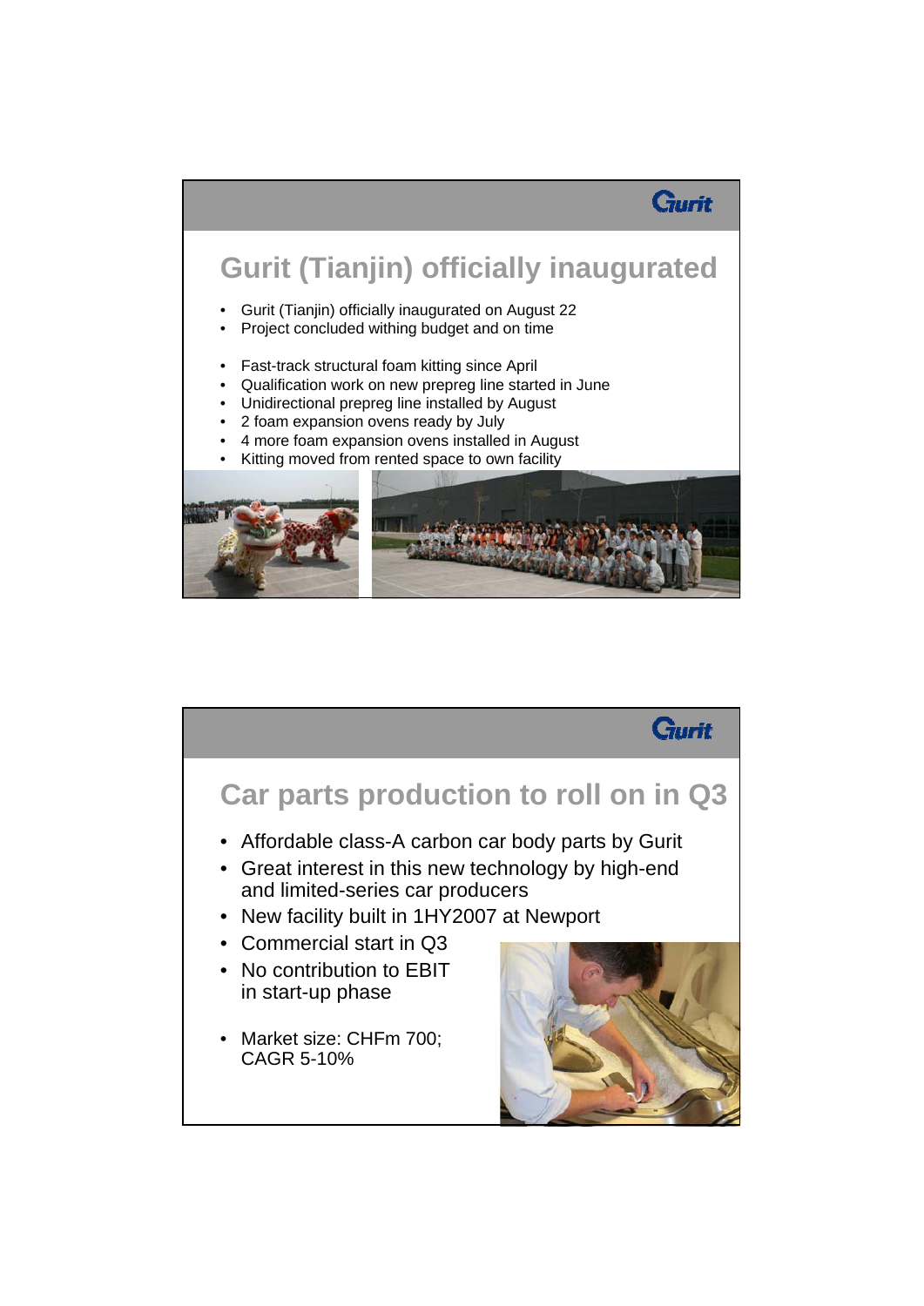## Gurit (Tianjin) officially inaugurated

- Gurit (Tianjin) officially inaugurated on August 22
- Project concluded withing budget and on time

- Fast-track structural foam kitting since April
- Qualification work on new prepreg line started in June
- Unidirectional prepreg line installed by August
- 2 foam expansion ovens ready by July
- 4 more foam expansion ovens installed in August
- Kitting moved from rented space to own facility

## Car parts production to roll on in Q3

- Affordable class-A carbon car body parts by Gurit
- Great interest in this new technology by high-end and limited-series car producers
- New facility built in 1HY2007 at Newport
- Commercial start in Q3
- No contribution to EBIT in start-up phase

- Market size: CHFm 700; CAGR 5-10%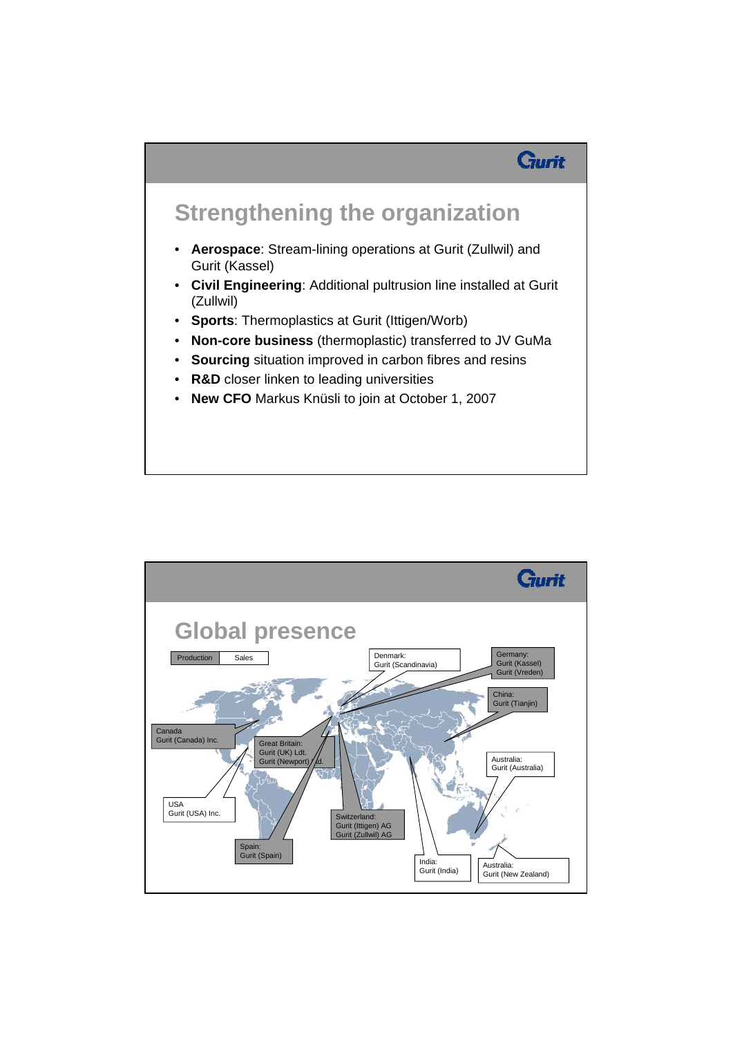## Strengthening the organization

- **Aerospace**: Stream-lining operations at Gurit (Zullwil) and Gurit (Kassel)
- **Civil Engineering**: Additional pultrusion line installed at Gurit (Zullwil)
- **Sports**: Thermoplastics at Gurit (Ittigen/Worb)
- **Non-core business** (thermoplastic) transferred to JV GuMa
- **Sourcing** situation improved in carbon fibres and resins
- **R&D** closer linken to leading universities
- **New CFO** Markus Knüsli to join at October 1, 2007

## Global presence

Production | Sales

- Canada: Gurit (Canada) Inc.
- USA: Gurit (USA) Inc.
- Great Britain: Gurit (UK) Ldt., Gurit (Newport) Ltd.
- Spain: Gurit (Spain)
- Denmark: Gurit (Scandinavia)
- Germany: Gurit (Kassel), Gurit (Vreden)
- Switzerland: Gurit (Ittigen) AG, Gurit (Zullwil) AG
- China: Gurit (Tianjin)
- India: Gurit (India)
- Australia: Gurit (Australia)
- Australia: Gurit (New Zealand)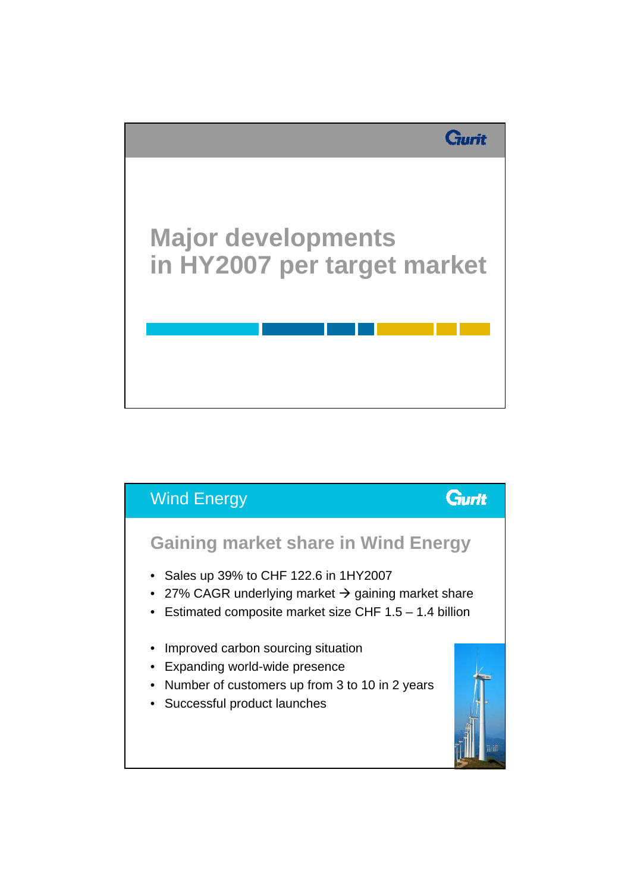# Major developments in HY2007 per target market

## Wind Energy

### Gaining market share in Wind Energy

- Sales up 39% to CHF 122.6 in 1HY2007
- 27% CAGR underlying market → gaining market share
- Estimated composite market size CHF 1.5 – 1.4 billion

- Improved carbon sourcing situation
- Expanding world-wide presence
- Number of customers up from 3 to 10 in 2 years
- Successful product launches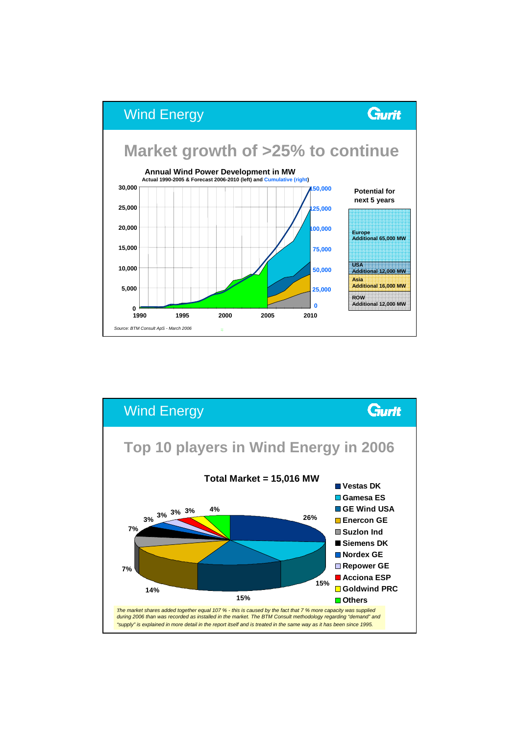## Wind Energy

Gurit

# Market growth of >25% to continue

**Annual Wind Power Development in MW**

Actual 1990-2005 & Forecast 2006-2010 (left) and Cumulative (right)

30,000
25,000
20,000
15,000
10,000
5,000
0

150,000
125,000
100,000
75,000
50,000
25,000
0

1990
1995
2000
2005
2010

**Potential for next 5 years**

Europe
Additional 65,000 MW

USA
Additional 12,000 MW

Asia
Additional 16,000 MW

ROW
Additional 12,000 MW

*Source: BTM Consult ApS - March 2006*

## Wind Energy

Gurit

# Top 10 players in Wind Energy in 2006

**Total Market = 15,016 MW**

26%
15%
15%
14%
7%
7%
3%
3%
3%
3%
4%

Vestas DK
Gamesa ES
GE Wind USA
Enercon GE
Suzlon Ind
Siemens DK
Nordex GE
Repower GE
Acciona ESP
Goldwind PRC
Others

*The market shares added together equal 107 % - this is caused by the fact that 7 % more capacity was supplied during 2006 than was recorded as installed in the market. The BTM Consult methodology regarding "demand" and "supply" is explained in more detail in the report itself and is treated in the same way as it has been since 1995.*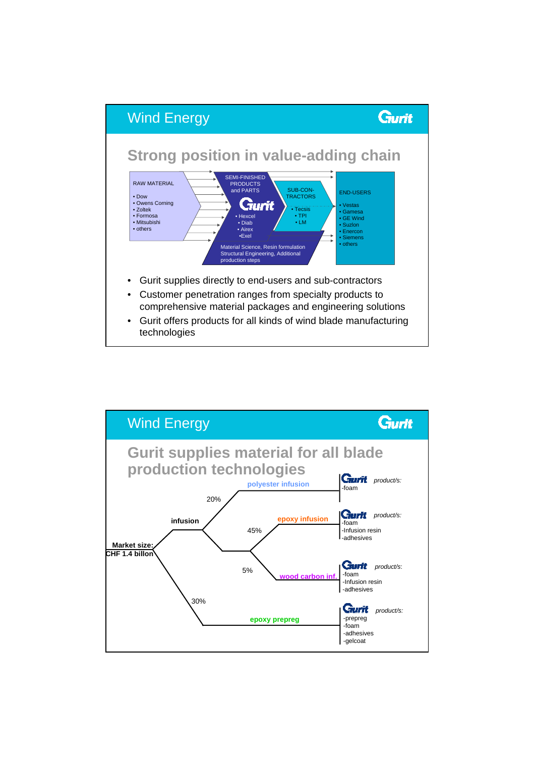## Wind Energy

Gurit

### Strong position in value-adding chain

RAW MATERIAL
- Dow
- Owens Corning
- Zoltek
- Formosa
- Mitsubishi
- others

SEMI-FINISHED PRODUCTS and PARTS

Gurit
- Hexcel
- Diab
- Airex
- Exel

Material Science, Resin formulation Structural Engineering, Additional production steps

SUB-CON-TRACTORS
- Tecsis
- TPI
- LM

END-USERS
- Vestas
- Gamesa
- GE Wind
- Suzlon
- Enercon
- Siemens
- others

- Gurit supplies directly to end-users and sub-contractors
- Customer penetration ranges from specialty products to comprehensive material packages and engineering solutions
- Gurit offers products for all kinds of wind blade manufacturing technologies

## Wind Energy

Gurit

### Gurit supplies material for all blade production technologies

Market size: CHF 1.4 billon

infusion

20%

polyester infusion

Gurit *product/s:*
-foam

45%

epoxy infusion

Gurit *product/s:*
-foam
-Infusion resin
-adhesives

5%

wood carbon inf.

Gurit *product/s:*
-foam
-Infusion resin
-adhesives

30%

epoxy prepreg

Gurit *product/s:*
-prepreg
-foam
-adhesives
-gelcoat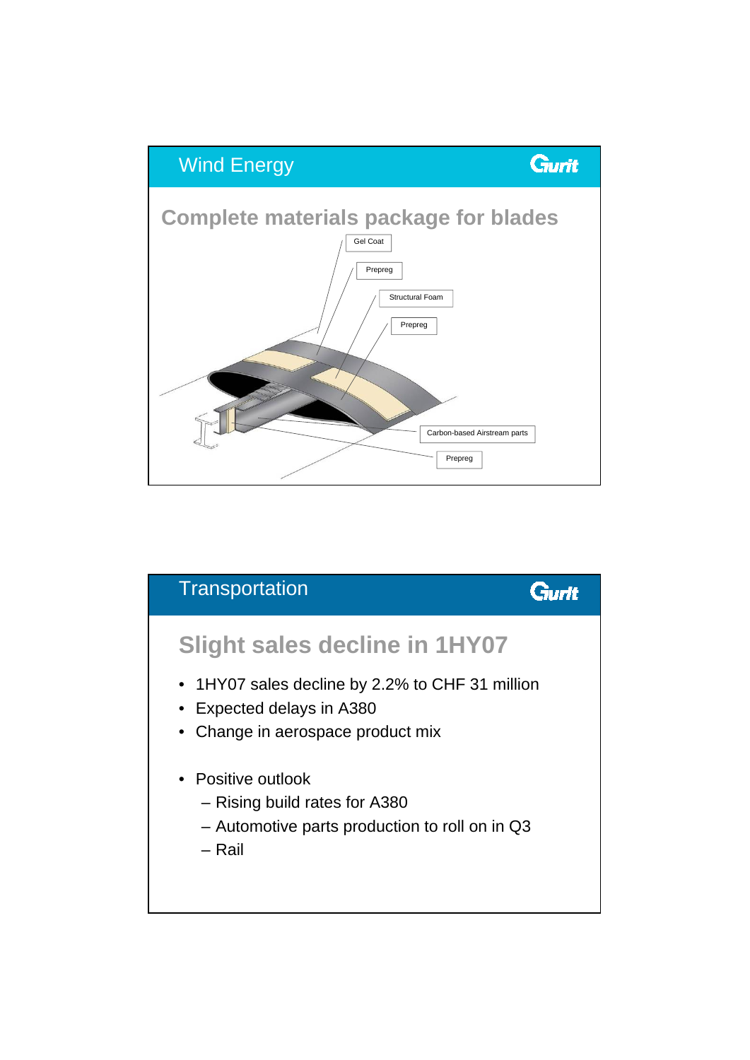## Wind Energy

Gurit

### Complete materials package for blades

Gel Coat

Prepreg

Structural Foam

Prepreg

Carbon-based Airstream parts

Prepreg

## Transportation

Gurit

### Slight sales decline in 1HY07

- 1HY07 sales decline by 2.2% to CHF 31 million
- Expected delays in A380
- Change in aerospace product mix

- Positive outlook
  - Rising build rates for A380
  - Automotive parts production to roll on in Q3
  - Rail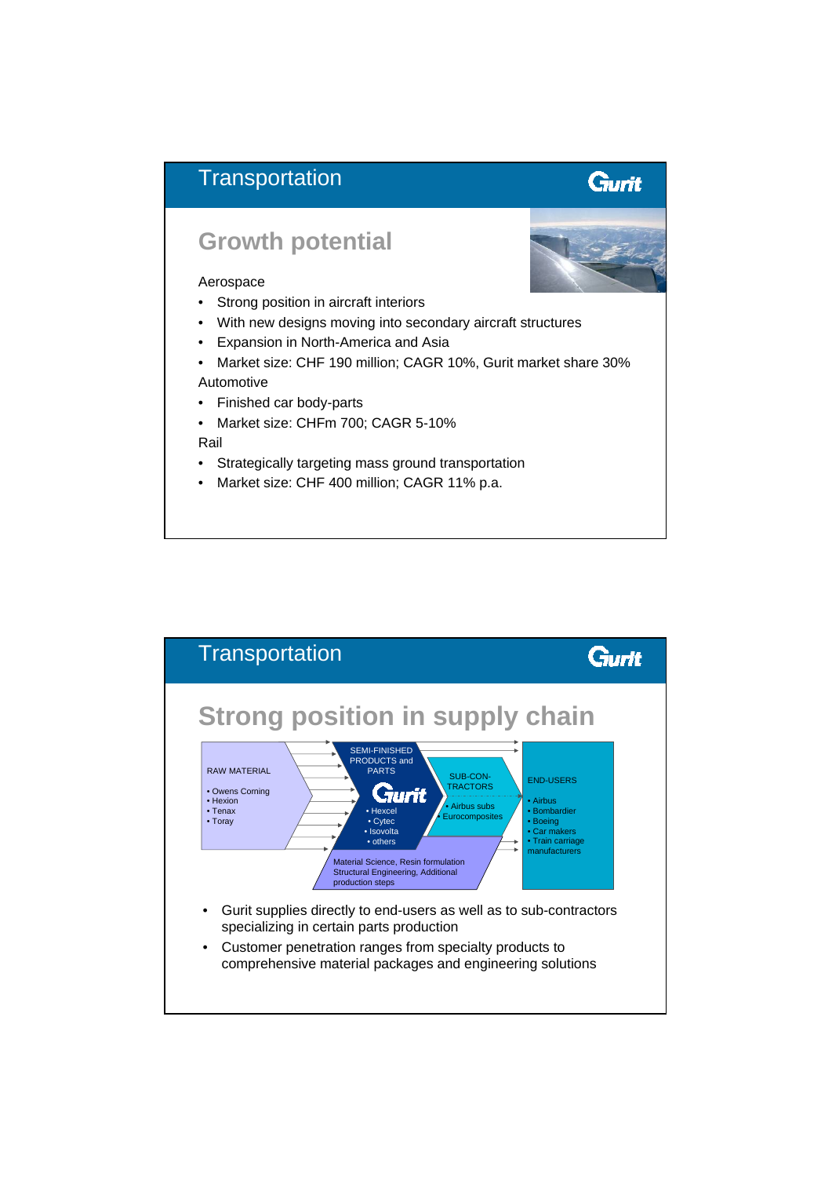# Transportation

## Growth potential

Aerospace

- Strong position in aircraft interiors
- With new designs moving into secondary aircraft structures
- Expansion in North-America and Asia
- Market size: CHF 190 million; CAGR 10%, Gurit market share 30%

Automotive

- Finished car body-parts
- Market size: CHFm 700; CAGR 5-10%

Rail

- Strategically targeting mass ground transportation
- Market size: CHF 400 million; CAGR 11% p.a.

# Transportation

## Strong position in supply chain

RAW MATERIAL
- Owens Corning
- Hexion
- Tenax
- Toray

SEMI-FINISHED PRODUCTS and PARTS

Gurit
- Hexcel
- Cytec
- Isovolta
- others

SUB-CONTRACTORS
- Airbus subs
- Eurocomposites

END-USERS
- Airbus
- Bombardier
- Boeing
- Car makers
- Train carriage manufacturers

Material Science, Resin formulation Structural Engineering, Additional production steps

- Gurit supplies directly to end-users as well as to sub-contractors specializing in certain parts production
- Customer penetration ranges from specialty products to comprehensive material packages and engineering solutions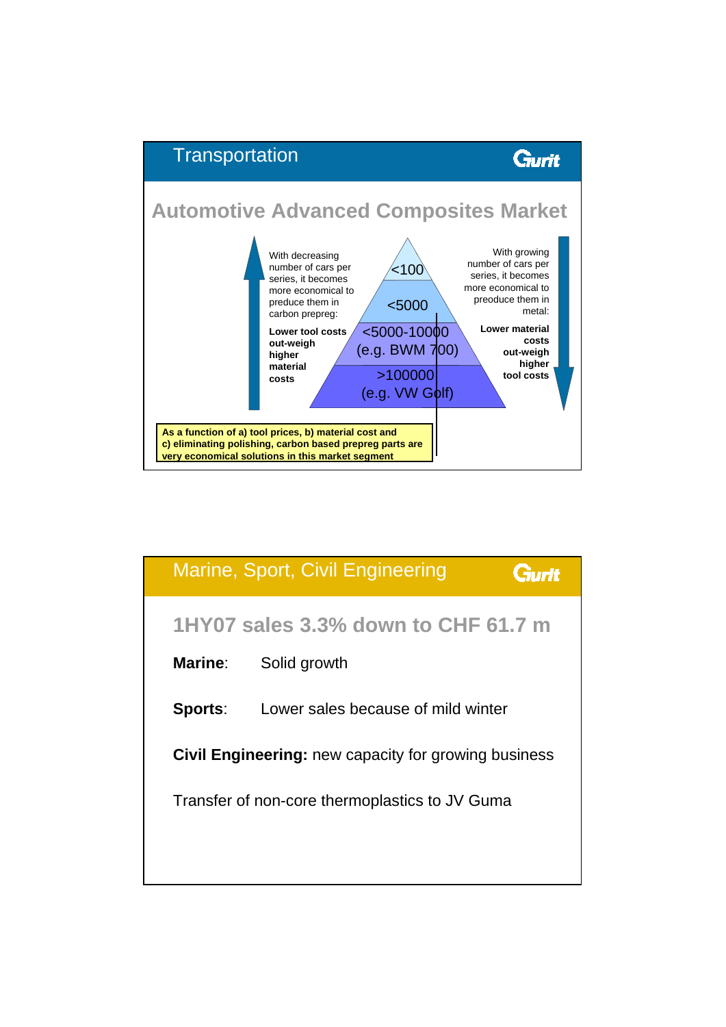## Transportation

Gurit

### Automotive Advanced Composites Market

With decreasing number of cars per series, it becomes more economical to preduce them in carbon prepreg:

**Lower tool costs out-weigh higher material costs**

<100

<5000

<5000-10000
(e.g. BWM 700)

>100000
(e.g. VW Golf)

With growing number of cars per series, it becomes more economical to preoduce them in metal:

**Lower material costs out-weigh higher tool costs**

**As a function of a) tool prices, b) material cost and c) eliminating polishing, carbon based prepreg parts are very economical solutions in this market segment**

## Marine, Sport, Civil Engineering

Gurit

### 1HY07 sales 3.3% down to CHF 61.7 m

**Marine**: Solid growth

**Sports**: Lower sales because of mild winter

**Civil Engineering:** new capacity for growing business

Transfer of non-core thermoplastics to JV Guma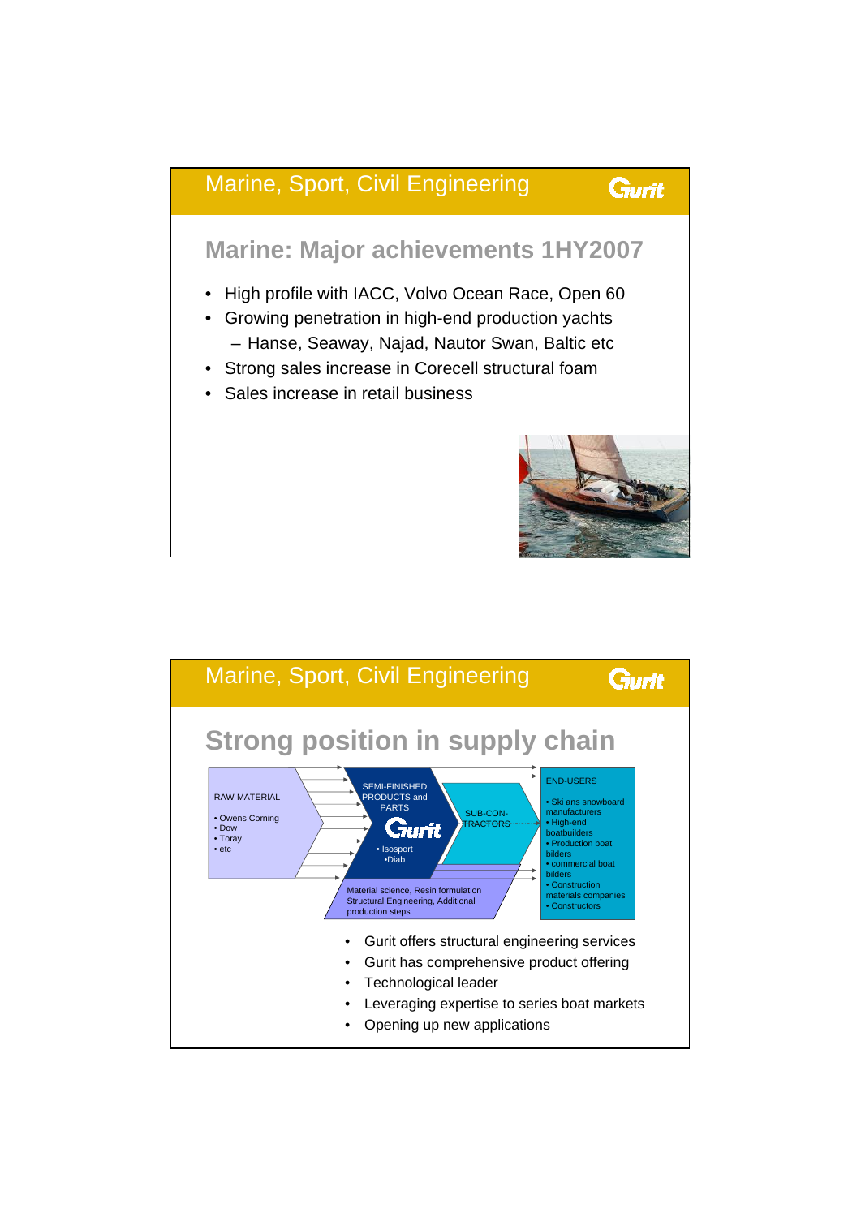## Marine, Sport, Civil Engineering

Gurit

### Marine: Major achievements 1HY2007

- High profile with IACC, Volvo Ocean Race, Open 60
- Growing penetration in high-end production yachts
  - Hanse, Seaway, Najad, Nautor Swan, Baltic etc
- Strong sales increase in Corecell structural foam
- Sales increase in retail business

## Marine, Sport, Civil Engineering

Gurit

### Strong position in supply chain

RAW MATERIAL

- Owens Corning
- Dow
- Toray
- etc

SEMI-FINISHED PRODUCTS and PARTS

Gurit

- Isosport
- Diab

SUB-CON-TRACTORS

END-USERS

- Ski ans snowboard manufacturers
- High-end boatbuilders
- Production boat bilders
- commercial boat bilders
- Construction materials companies
- Constructors

Material science, Resin formulation Structural Engineering, Additional production steps

- Gurit offers structural engineering services
- Gurit has comprehensive product offering
- Technological leader
- Leveraging expertise to series boat markets
- Opening up new applications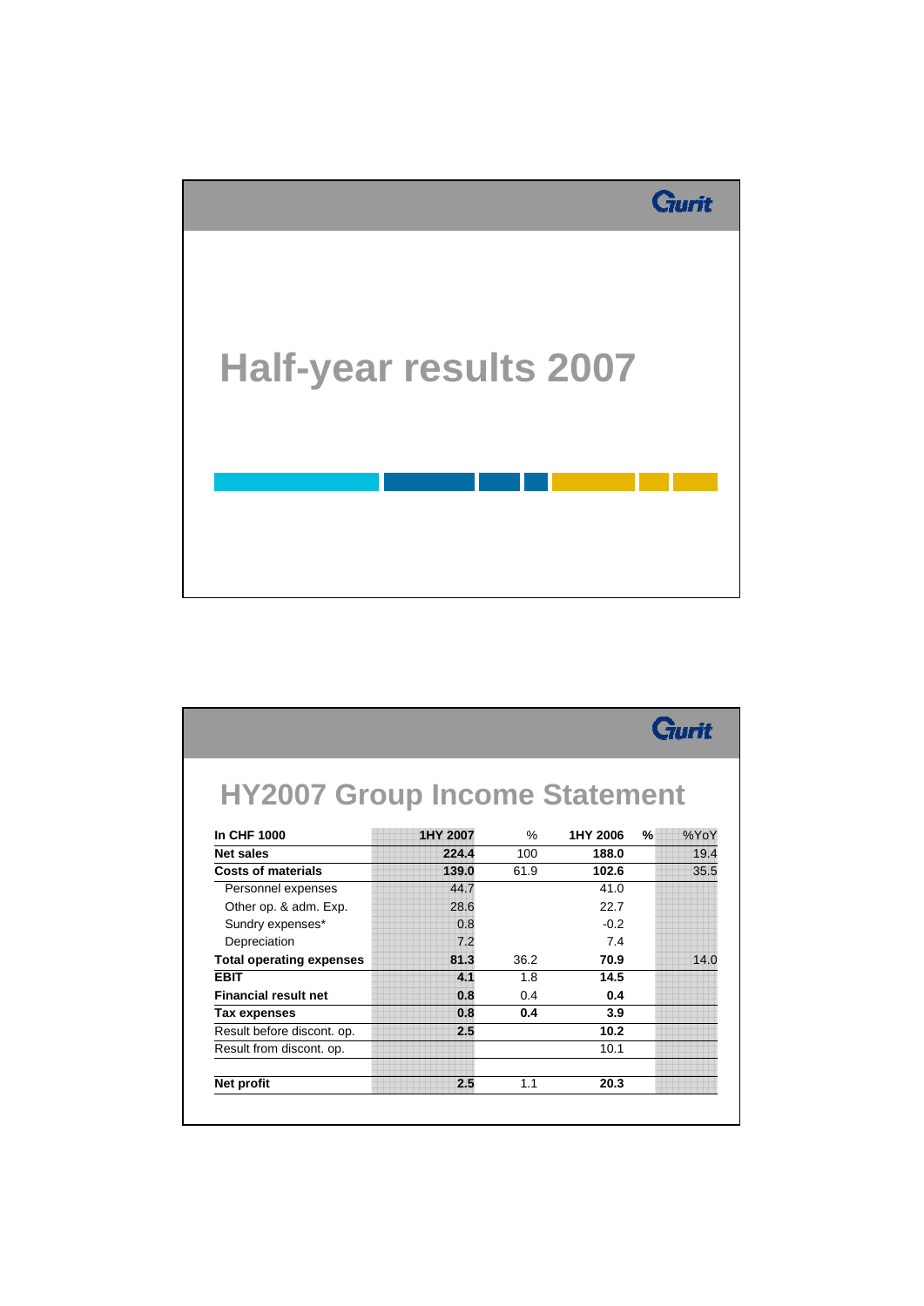# Half-year results 2007

## HY2007 Group Income Statement

| In CHF 1000 | 1HY 2007 | % | 1HY 2006 | % | %YoY |
|---|---|---|---|---|---|
| **Net sales** | **224.4** | 100 | **188.0** | | 19.4 |
| **Costs of materials** | **139.0** | 61.9 | **102.6** | | 35.5 |
| Personnel expenses | 44.7 | | 41.0 | | |
| Other op. & adm. Exp. | 28.6 | | 22.7 | | |
| Sundry expenses* | 0.8 | | -0.2 | | |
| Depreciation | 7.2 | | 7.4 | | |
| **Total operating expenses** | **81.3** | 36.2 | **70.9** | | 14.0 |
| **EBIT** | **4.1** | 1.8 | **14.5** | | |
| **Financial result net** | **0.8** | 0.4 | **0.4** | | |
| **Tax expenses** | **0.8** | **0.4** | **3.9** | | |
| Result before discont. op. | **2.5** | | **10.2** | | |
| Result from discont. op. | | | 10.1 | | |
| | | | | | |
| **Net profit** | **2.5** | 1.1 | **20.3** | | |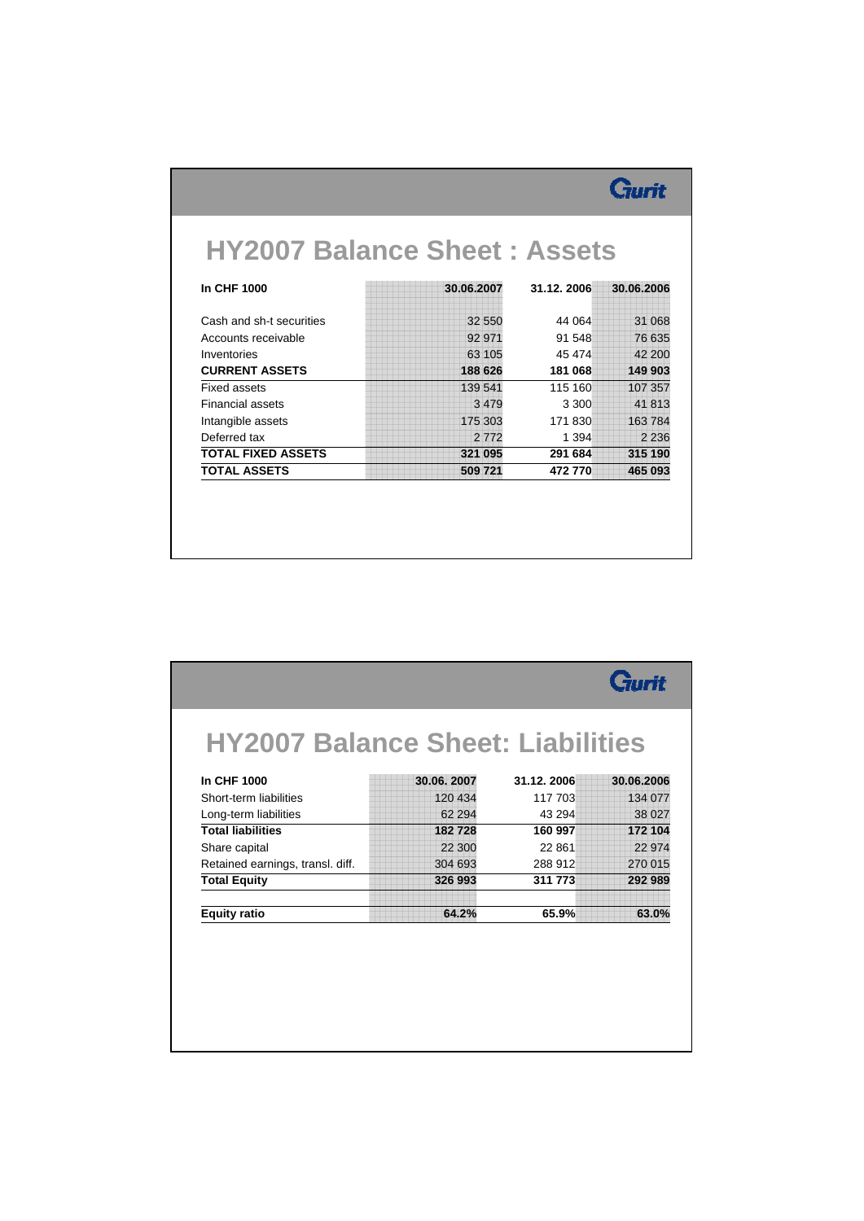## HY2007 Balance Sheet : Assets

| In CHF 1000 | 30.06.2007 | 31.12. 2006 | 30.06.2006 |
|---|---|---|---|
| Cash and sh-t securities | 32 550 | 44 064 | 31 068 |
| Accounts receivable | 92 971 | 91 548 | 76 635 |
| Inventories | 63 105 | 45 474 | 42 200 |
| **CURRENT ASSETS** | **188 626** | **181 068** | **149 903** |
| Fixed assets | 139 541 | 115 160 | 107 357 |
| Financial assets | 3 479 | 3 300 | 41 813 |
| Intangible assets | 175 303 | 171 830 | 163 784 |
| Deferred tax | 2 772 | 1 394 | 2 236 |
| **TOTAL FIXED ASSETS** | **321 095** | **291 684** | **315 190** |
| **TOTAL ASSETS** | **509 721** | **472 770** | **465 093** |

## HY2007 Balance Sheet: Liabilities

| In CHF 1000 | 30.06. 2007 | 31.12. 2006 | 30.06.2006 |
|---|---|---|---|
| Short-term liabilities | 120 434 | 117 703 | 134 077 |
| Long-term liabilities | 62 294 | 43 294 | 38 027 |
| **Total liabilities** | **182 728** | **160 997** | **172 104** |
| Share capital | 22 300 | 22 861 | 22 974 |
| Retained earnings, transl. diff. | 304 693 | 288 912 | 270 015 |
| **Total Equity** | **326 993** | **311 773** | **292 989** |
| | | | |
| **Equity ratio** | **64.2%** | **65.9%** | **63.0%** |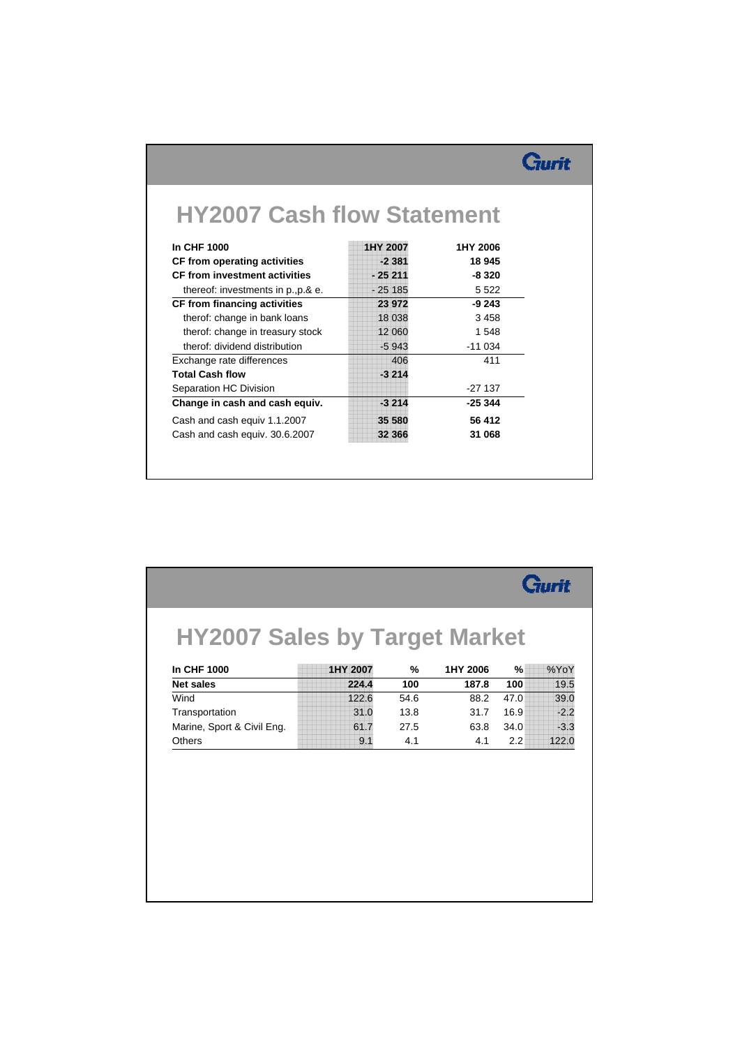# HY2007 Cash flow Statement

| In CHF 1000 | 1HY 2007 | 1HY 2006 |
|---|---|---|
| **CF from operating activities** | **-2 381** | **18 945** |
| **CF from investment activities** | **- 25 211** | **-8 320** |
| thereof: investments in p.,p.& e. | - 25 185 | 5 522 |
| **CF from financing activities** | **23 972** | **-9 243** |
| therof: change in bank loans | 18 038 | 3 458 |
| therof: change in treasury stock | 12 060 | 1 548 |
| therof: dividend distribution | -5 943 | -11 034 |
| Exchange rate differences | 406 | 411 |
| **Total Cash flow** | **-3 214** | |
| Separation HC Division | | -27 137 |
| **Change in cash and cash equiv.** | **-3 214** | **-25 344** |
| Cash and cash equiv 1.1.2007 | **35 580** | **56 412** |
| Cash and cash equiv. 30.6.2007 | **32 366** | **31 068** |

# HY2007 Sales by Target Market

| In CHF 1000 | 1HY 2007 | % | 1HY 2006 | % | %YoY |
|---|---|---|---|---|---|
| **Net sales** | **224.4** | **100** | **187.8** | **100** | 19.5 |
| Wind | 122.6 | 54.6 | 88.2 | 47.0 | 39.0 |
| Transportation | 31.0 | 13.8 | 31.7 | 16.9 | -2.2 |
| Marine, Sport & Civil Eng. | 61.7 | 27.5 | 63.8 | 34.0 | -3.3 |
| Others | 9.1 | 4.1 | 4.1 | 2.2 | 122.0 |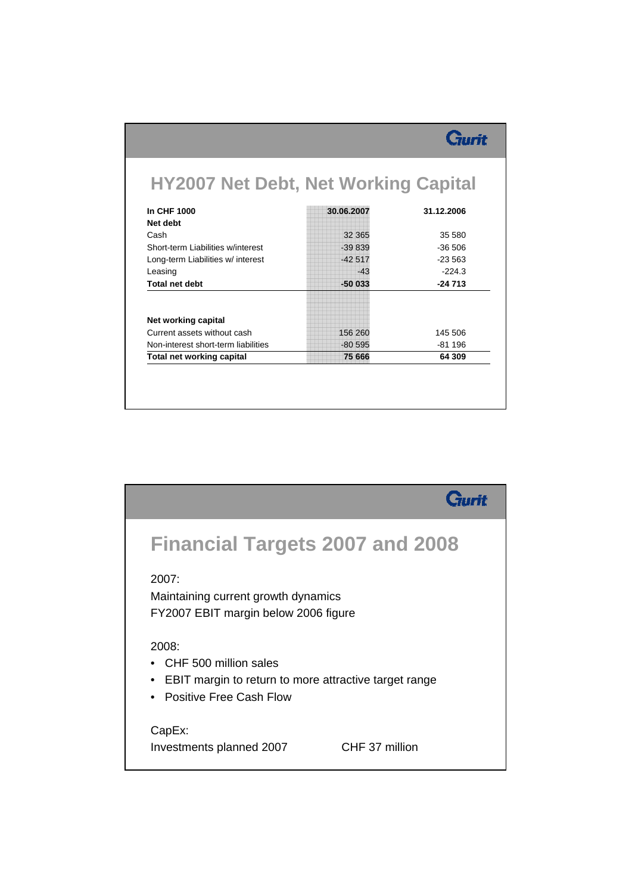Gurit

## HY2007 Net Debt, Net Working Capital

| In CHF 1000 | 30.06.2007 | 31.12.2006 |
|---|---|---|
| **Net debt** | | |
| Cash | 32 365 | 35 580 |
| Short-term Liabilities w/interest | -39 839 | -36 506 |
| Long-term Liabilities w/ interest | -42 517 | -23 563 |
| Leasing | -43 | -224.3 |
| **Total net debt** | **-50 033** | **-24 713** |
| | | |
| **Net working capital** | | |
| Current assets without cash | 156 260 | 145 506 |
| Non-interest short-term liabilities | -80 595 | -81 196 |
| **Total net working capital** | **75 666** | **64 309** |

Gurit

## Financial Targets 2007 and 2008

2007:

Maintaining current growth dynamics

FY2007 EBIT margin below 2006 figure

2008:

- CHF 500 million sales
- EBIT margin to return to more attractive target range
- Positive Free Cash Flow

CapEx:

Investments planned 2007 CHF 37 million